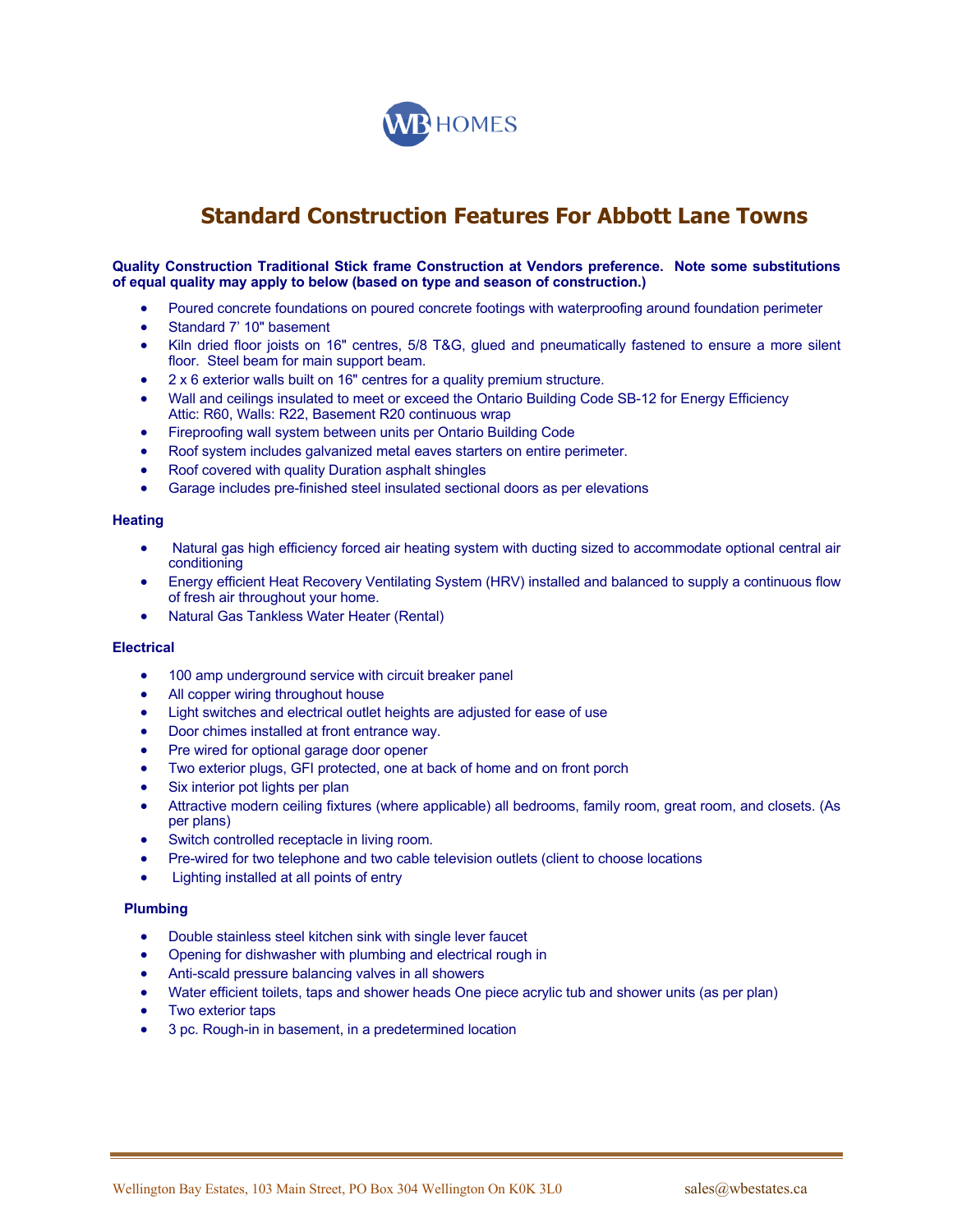WB HOMES

# Standard Construction Features For Abbott Lane Towns

**Quality Construction Traditional Stick frame Construction at Vendors preference. Note some substitutions of equal quality may apply to below (based on type and season of construction.)**

- Poured concrete foundations on poured concrete footings with waterproofing around foundation perimeter
- Standard 7' 10" basement
- Kiln dried floor joists on 16" centres, 5/8 T&G, glued and pneumatically fastened to ensure a more silent floor. Steel beam for main support beam.
- 2 x 6 exterior walls built on 16" centres for a quality premium structure.
- Wall and ceilings insulated to meet or exceed the Ontario Building Code SB-12 for Energy Efficiency
  Attic: R60, Walls: R22, Basement R20 continuous wrap
- Fireproofing wall system between units per Ontario Building Code
- Roof system includes galvanized metal eaves starters on entire perimeter.
- Roof covered with quality Duration asphalt shingles
- Garage includes pre-finished steel insulated sectional doors as per elevations

**Heating**

- Natural gas high efficiency forced air heating system with ducting sized to accommodate optional central air conditioning
- Energy efficient Heat Recovery Ventilating System (HRV) installed and balanced to supply a continuous flow of fresh air throughout your home.
- Natural Gas Tankless Water Heater (Rental)

**Electrical**

- 100 amp underground service with circuit breaker panel
- All copper wiring throughout house
- Light switches and electrical outlet heights are adjusted for ease of use
- Door chimes installed at front entrance way.
- Pre wired for optional garage door opener
- Two exterior plugs, GFI protected, one at back of home and on front porch
- Six interior pot lights per plan
- Attractive modern ceiling fixtures (where applicable) all bedrooms, family room, great room, and closets. (As per plans)
- Switch controlled receptacle in living room.
- Pre-wired for two telephone and two cable television outlets (client to choose locations
- Lighting installed at all points of entry

**Plumbing**

- Double stainless steel kitchen sink with single lever faucet
- Opening for dishwasher with plumbing and electrical rough in
- Anti-scald pressure balancing valves in all showers
- Water efficient toilets, taps and shower heads One piece acrylic tub and shower units (as per plan)
- Two exterior taps
- 3 pc. Rough-in in basement, in a predetermined location

Wellington Bay Estates, 103 Main Street, PO Box 304 Wellington On K0K 3L0 sales@wbestates.ca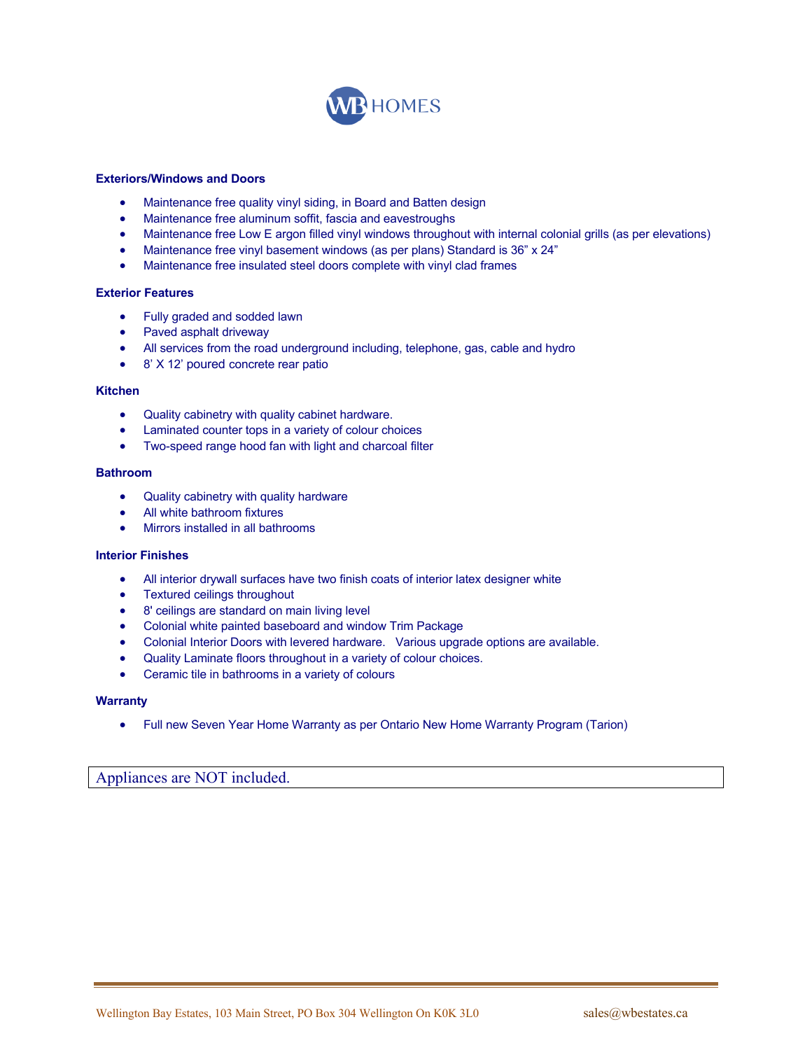WB HOMES

**Exteriors/Windows and Doors**

- Maintenance free quality vinyl siding, in Board and Batten design
- Maintenance free aluminum soffit, fascia and eavestroughs
- Maintenance free Low E argon filled vinyl windows throughout with internal colonial grills (as per elevations)
- Maintenance free vinyl basement windows (as per plans) Standard is 36" x 24"
- Maintenance free insulated steel doors complete with vinyl clad frames

**Exterior Features**

- Fully graded and sodded lawn
- Paved asphalt driveway
- All services from the road underground including, telephone, gas, cable and hydro
- 8' X 12' poured concrete rear patio

**Kitchen**

- Quality cabinetry with quality cabinet hardware.
- Laminated counter tops in a variety of colour choices
- Two-speed range hood fan with light and charcoal filter

**Bathroom**

- Quality cabinetry with quality hardware
- All white bathroom fixtures
- Mirrors installed in all bathrooms

**Interior Finishes**

- All interior drywall surfaces have two finish coats of interior latex designer white
- Textured ceilings throughout
- 8' ceilings are standard on main living level
- Colonial white painted baseboard and window Trim Package
- Colonial Interior Doors with levered hardware. Various upgrade options are available.
- Quality Laminate floors throughout in a variety of colour choices.
- Ceramic tile in bathrooms in a variety of colours

**Warranty**

- Full new Seven Year Home Warranty as per Ontario New Home Warranty Program (Tarion)

Appliances are NOT included.

Wellington Bay Estates, 103 Main Street, PO Box 304 Wellington On K0K 3L0 sales@wbestates.ca